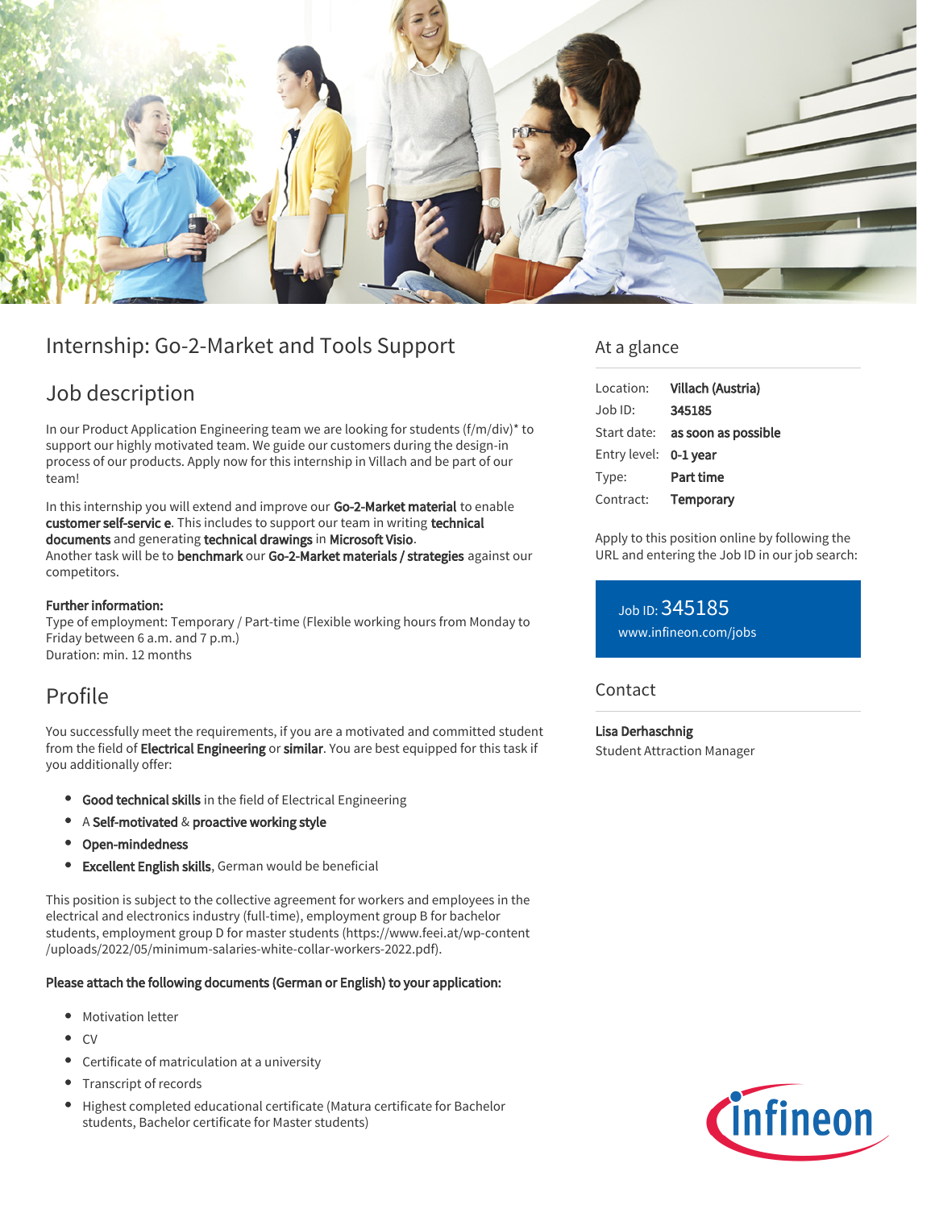# Internship: Go-2-Market and Tools Support

## Job description

In our Product Application Engineering team we are looking for students (f/m/div)* to support our highly motivated team. We guide our customers during the design-in process of our products. Apply now for this internship in Villach and be part of our team!

In this internship you will extend and improve our **Go-2-Market material** to enable **customer self-servic e**. This includes to support our team in writing **technical documents** and generating **technical drawings** in **Microsoft Visio**.
Another task will be to **benchmark** our **Go-2-Market materials / strategies** against our competitors.

**Further information:**
Type of employment: Temporary / Part-time (Flexible working hours from Monday to Friday between 6 a.m. and 7 p.m.)
Duration: min. 12 months

## Profile

You successfully meet the requirements, if you are a motivated and committed student from the field of **Electrical Engineering** or **similar**. You are best equipped for this task if you additionally offer:

- **Good technical skills** in the field of Electrical Engineering
- A **Self-motivated** & **proactive working style**
- **Open-mindedness**
- **Excellent English skills**, German would be beneficial

This position is subject to the collective agreement for workers and employees in the electrical and electronics industry (full-time), employment group B for bachelor students, employment group D for master students (https://www.feei.at/wp-content/uploads/2022/05/minimum-salaries-white-collar-workers-2022.pdf).

**Please attach the following documents (German or English) to your application:**

- Motivation letter
- CV
- Certificate of matriculation at a university
- Transcript of records
- Highest completed educational certificate (Matura certificate for Bachelor students, Bachelor certificate for Master students)

## At a glance

| | |
|---|---|
| Location: | **Villach (Austria)** |
| Job ID: | **345185** |
| Start date: | **as soon as possible** |
| Entry level: | **0-1 year** |
| Type: | **Part time** |
| Contract: | **Temporary** |

Apply to this position online by following the URL and entering the Job ID in our job search:

Job ID: 345185
www.infineon.com/jobs

## Contact

**Lisa Derhaschnig**
Student Attraction Manager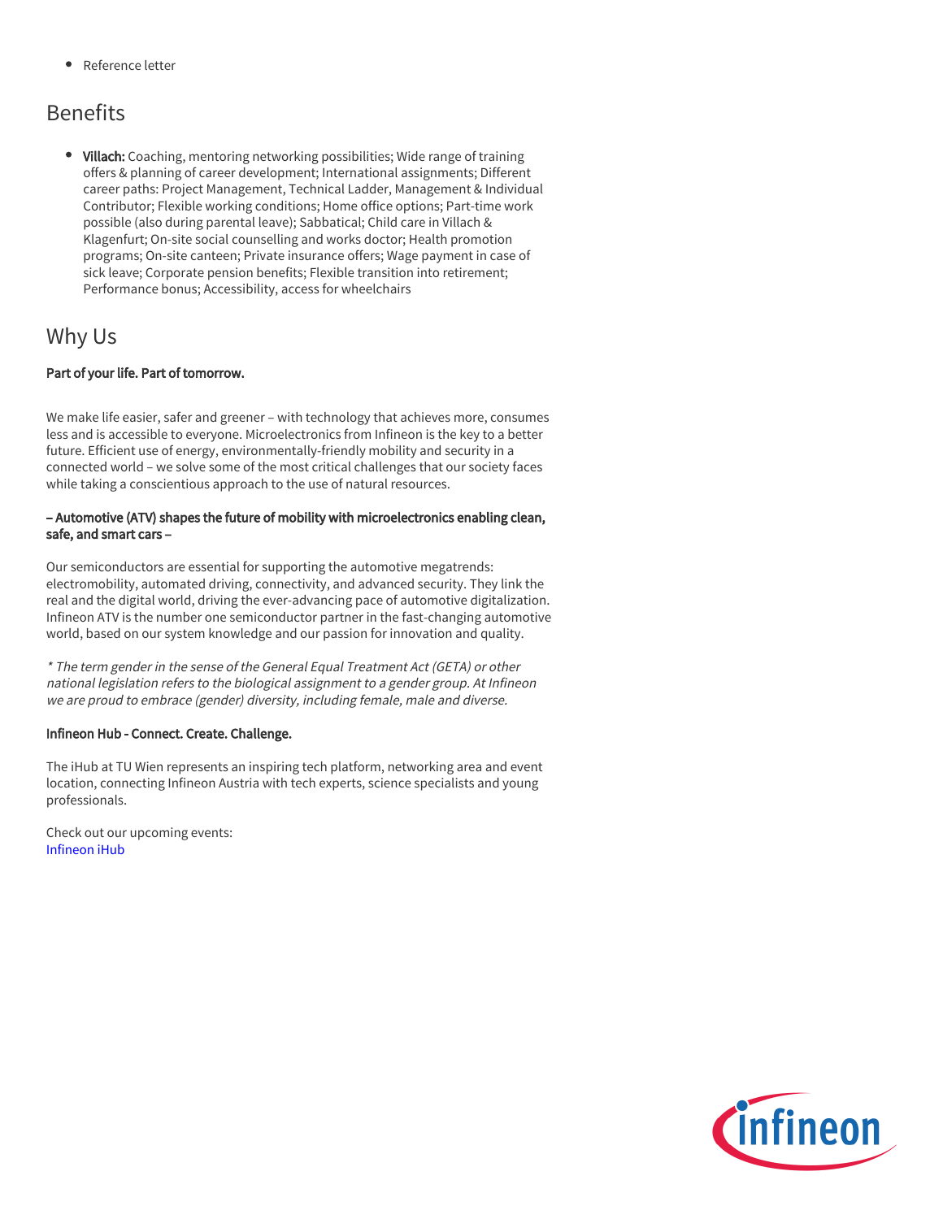- Reference letter

## Benefits

- **Villach:** Coaching, mentoring networking possibilities; Wide range of training offers & planning of career development; International assignments; Different career paths: Project Management, Technical Ladder, Management & Individual Contributor; Flexible working conditions; Home office options; Part-time work possible (also during parental leave); Sabbatical; Child care in Villach & Klagenfurt; On-site social counselling and works doctor; Health promotion programs; On-site canteen; Private insurance offers; Wage payment in case of sick leave; Corporate pension benefits; Flexible transition into retirement; Performance bonus; Accessibility, access for wheelchairs

## Why Us

**Part of your life. Part of tomorrow.**

We make life easier, safer and greener – with technology that achieves more, consumes less and is accessible to everyone. Microelectronics from Infineon is the key to a better future. Efficient use of energy, environmentally-friendly mobility and security in a connected world – we solve some of the most critical challenges that our society faces while taking a conscientious approach to the use of natural resources.

**– Automotive (ATV) shapes the future of mobility with microelectronics enabling clean, safe, and smart cars –**

Our semiconductors are essential for supporting the automotive megatrends: electromobility, automated driving, connectivity, and advanced security. They link the real and the digital world, driving the ever-advancing pace of automotive digitalization. Infineon ATV is the number one semiconductor partner in the fast-changing automotive world, based on our system knowledge and our passion for innovation and quality.

*\* The term gender in the sense of the General Equal Treatment Act (GETA) or other national legislation refers to the biological assignment to a gender group. At Infineon we are proud to embrace (gender) diversity, including female, male and diverse.*

**Infineon Hub - Connect. Create. Challenge.**

The iHub at TU Wien represents an inspiring tech platform, networking area and event location, connecting Infineon Austria with tech experts, science specialists and young professionals.

Check out our upcoming events:
Infineon iHub